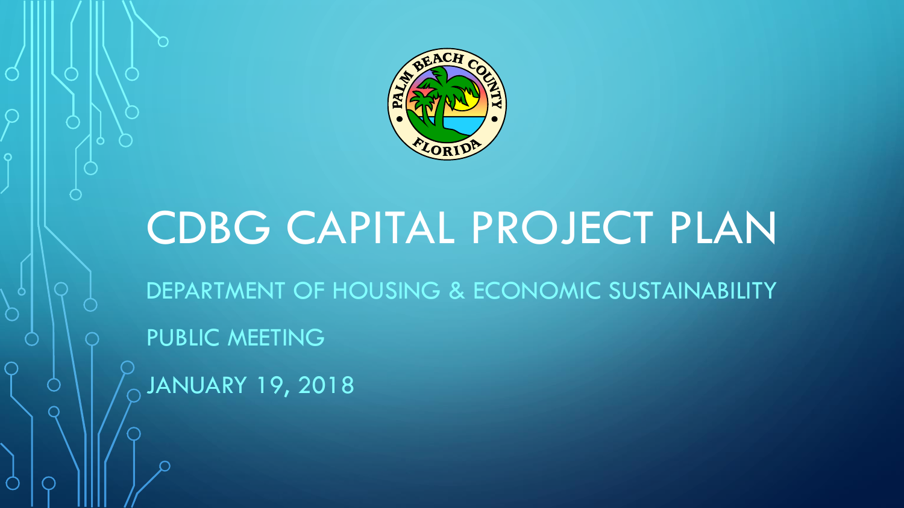# CDBG CAPITAL PROJECT PLAN

DEPARTMENT OF HOUSING & ECONOMIC SUSTAINABILITY

PUBLIC MEETING

JANUARY 19, 2018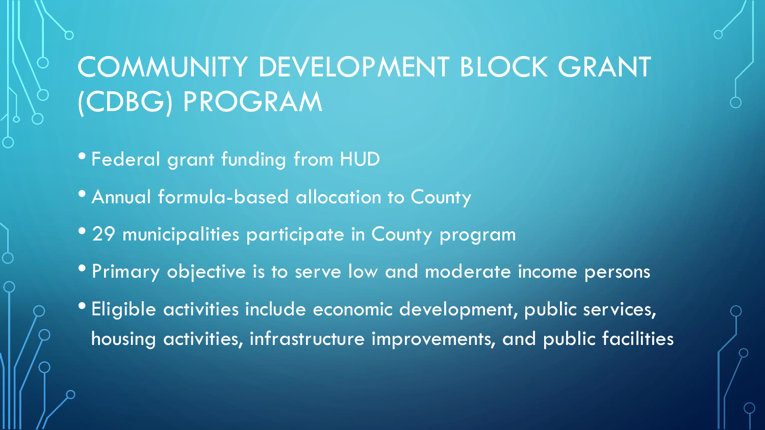# COMMUNITY DEVELOPMENT BLOCK GRANT (CDBG) PROGRAM

- Federal grant funding from HUD
- Annual formula-based allocation to County
- 29 municipalities participate in County program
- Primary objective is to serve low and moderate income persons
- Eligible activities include economic development, public services, housing activities, infrastructure improvements, and public facilities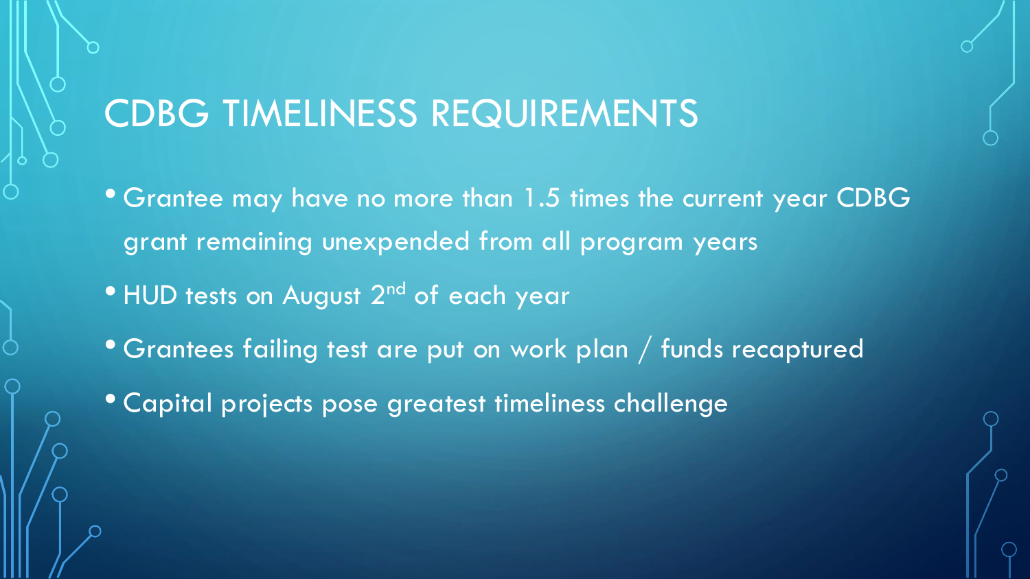# CDBG TIMELINESS REQUIREMENTS

- Grantee may have no more than 1.5 times the current year CDBG grant remaining unexpended from all program years
- HUD tests on August 2nd of each year
- Grantees failing test are put on work plan / funds recaptured
- Capital projects pose greatest timeliness challenge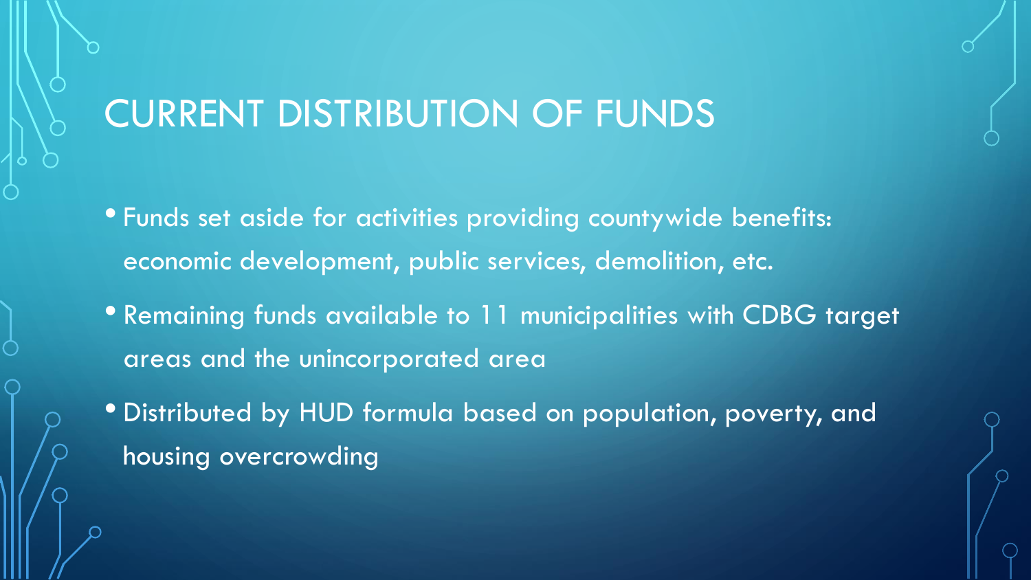# CURRENT DISTRIBUTION OF FUNDS

- Funds set aside for activities providing countywide benefits: economic development, public services, demolition, etc.
- Remaining funds available to 11 municipalities with CDBG target areas and the unincorporated area
- Distributed by HUD formula based on population, poverty, and housing overcrowding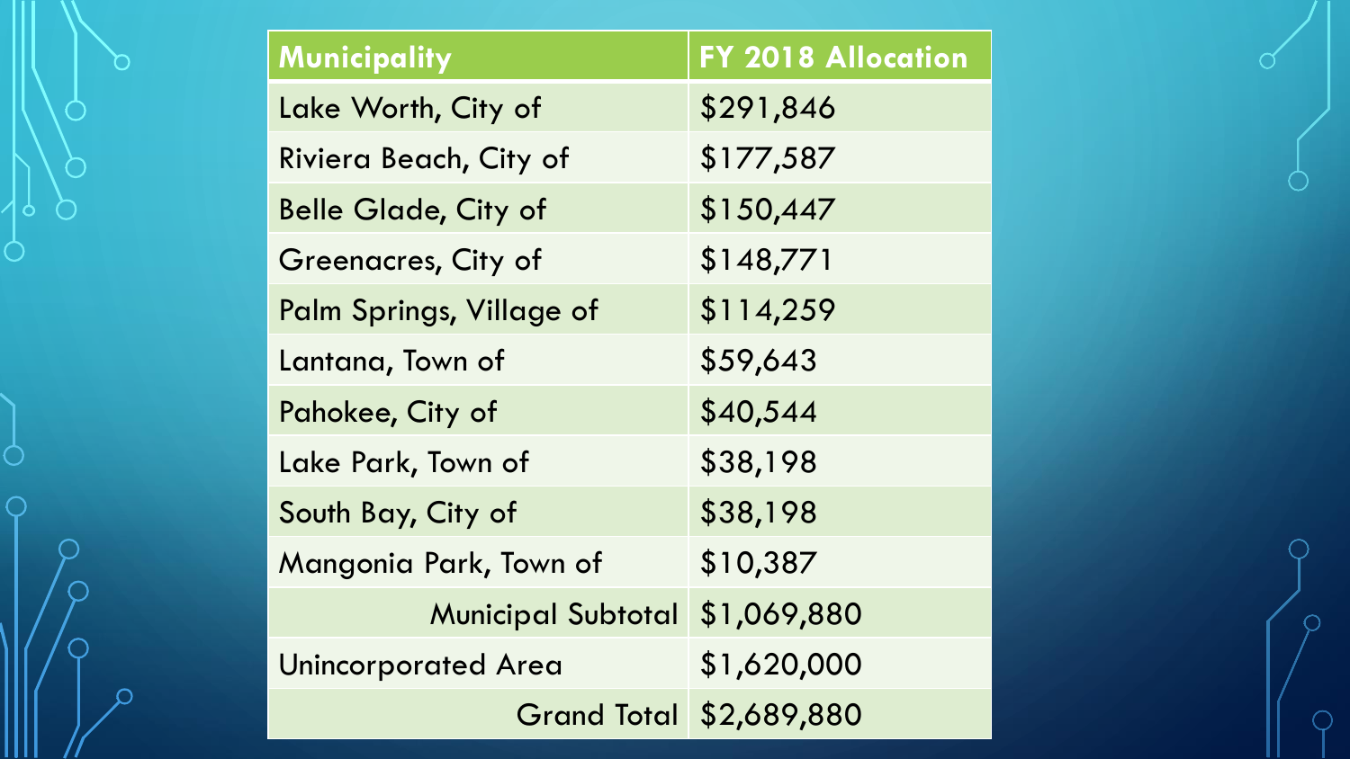| Municipality | FY 2018 Allocation |
| --- | --- |
| Lake Worth, City of | $291,846 |
| Riviera Beach, City of | $177,587 |
| Belle Glade, City of | $150,447 |
| Greenacres, City of | $148,771 |
| Palm Springs, Village of | $114,259 |
| Lantana, Town of | $59,643 |
| Pahokee, City of | $40,544 |
| Lake Park, Town of | $38,198 |
| South Bay, City of | $38,198 |
| Mangonia Park, Town of | $10,387 |
| Municipal Subtotal | $1,069,880 |
| Unincorporated Area | $1,620,000 |
| Grand Total | $2,689,880 |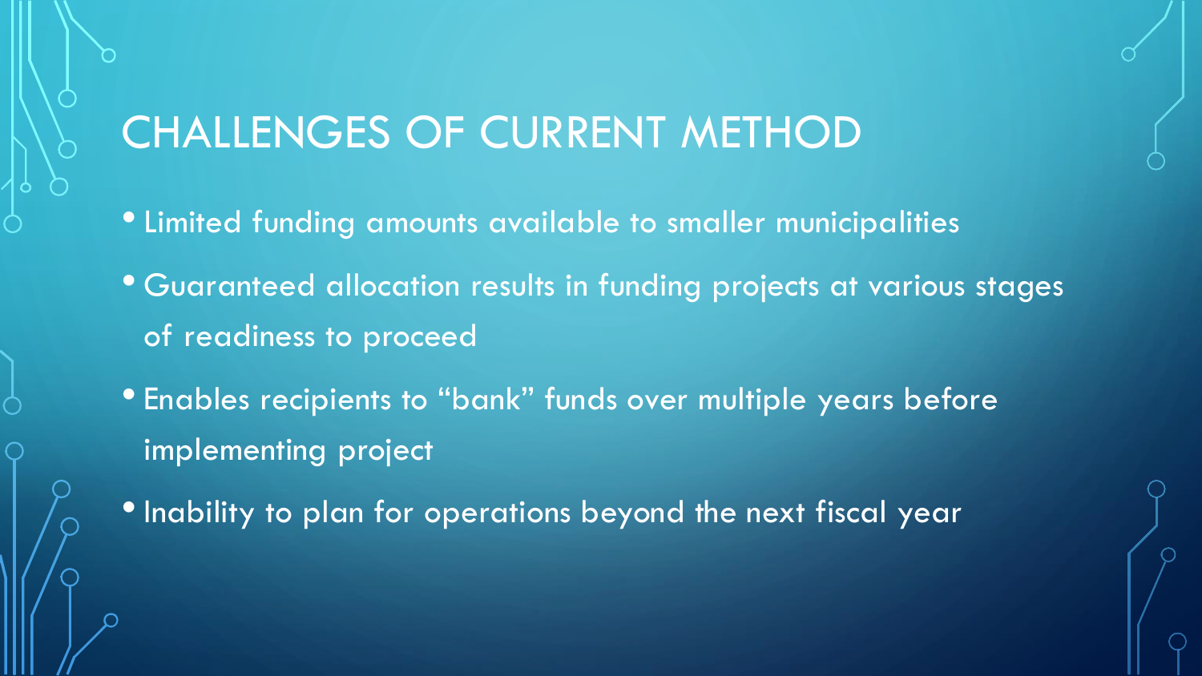# CHALLENGES OF CURRENT METHOD

- Limited funding amounts available to smaller municipalities
- Guaranteed allocation results in funding projects at various stages of readiness to proceed
- Enables recipients to "bank" funds over multiple years before implementing project
- Inability to plan for operations beyond the next fiscal year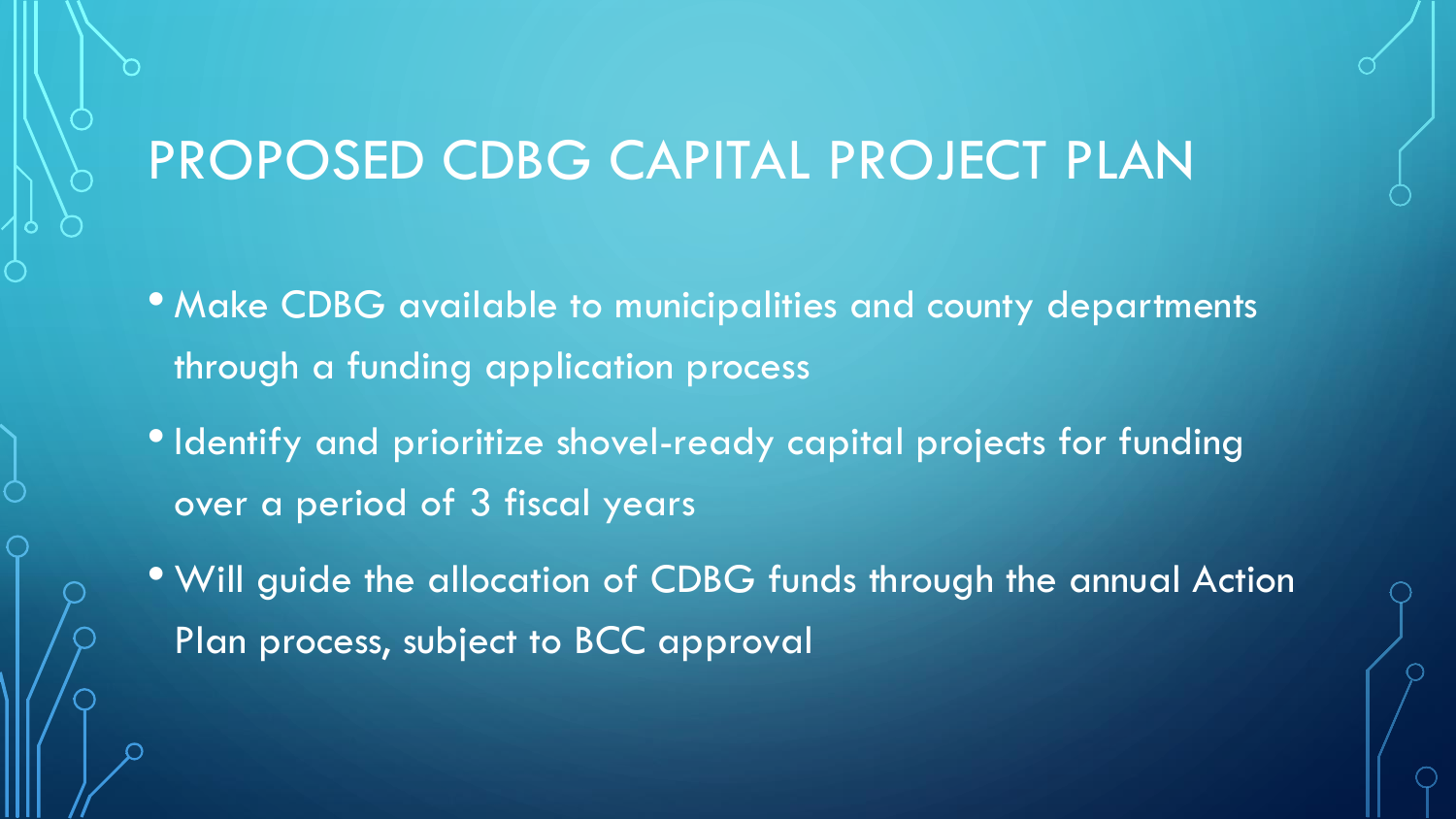# PROPOSED CDBG CAPITAL PROJECT PLAN

- Make CDBG available to municipalities and county departments through a funding application process
- Identify and prioritize shovel-ready capital projects for funding over a period of 3 fiscal years
- Will guide the allocation of CDBG funds through the annual Action Plan process, subject to BCC approval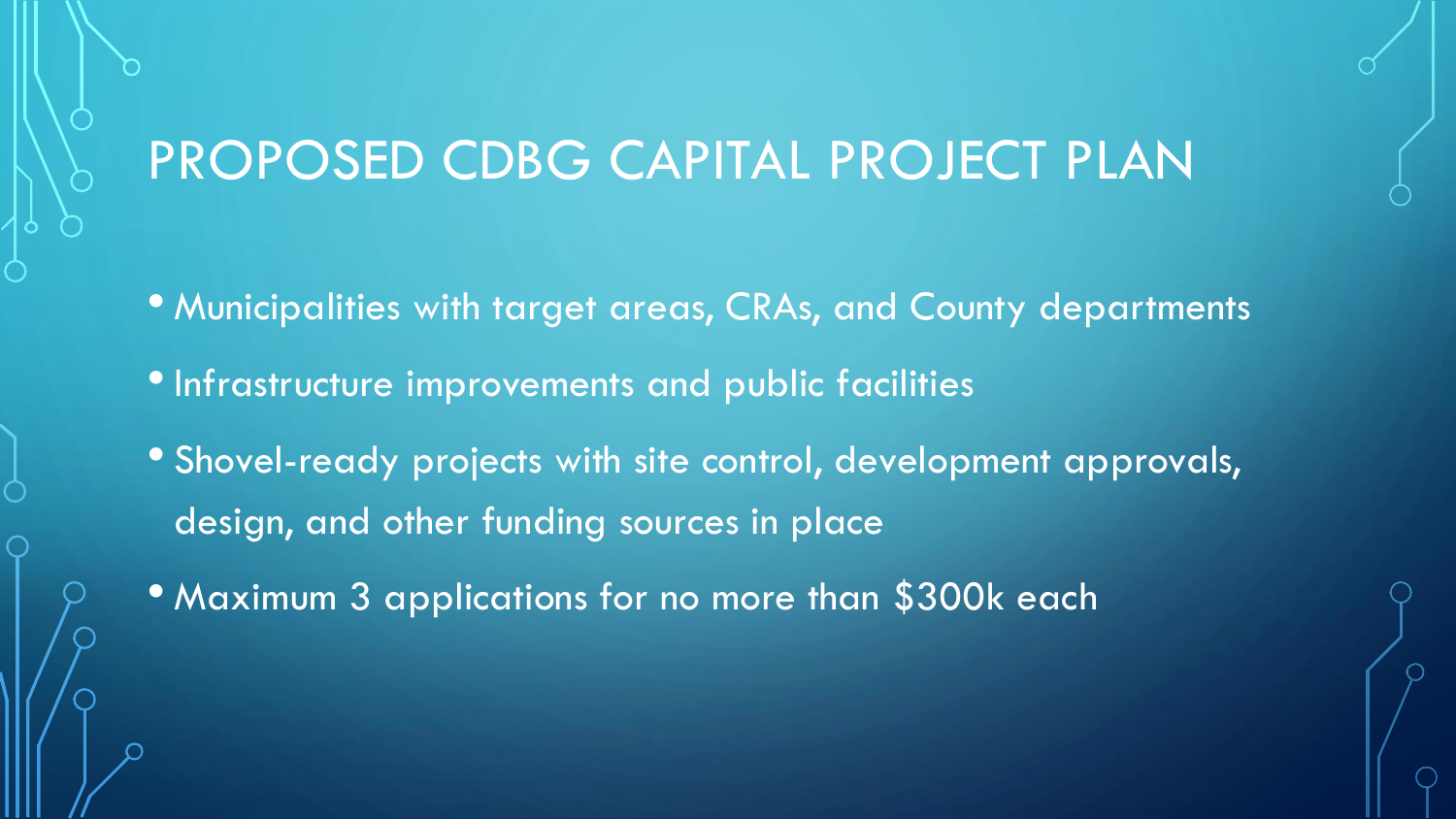# PROPOSED CDBG CAPITAL PROJECT PLAN

- Municipalities with target areas, CRAs, and County departments
- Infrastructure improvements and public facilities
- Shovel-ready projects with site control, development approvals, design, and other funding sources in place
- Maximum 3 applications for no more than $300k each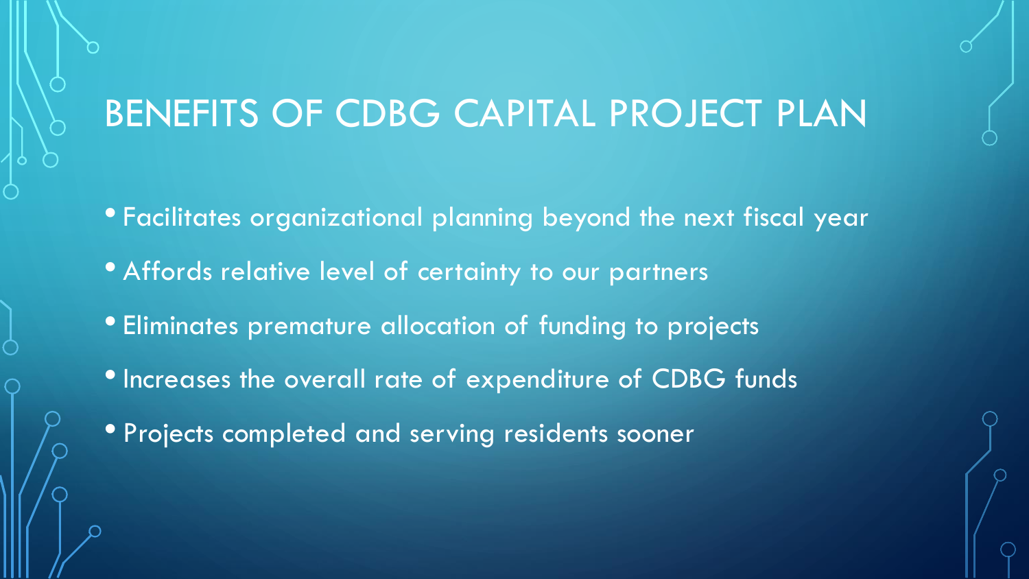# BENEFITS OF CDBG CAPITAL PROJECT PLAN

- Facilitates organizational planning beyond the next fiscal year
- Affords relative level of certainty to our partners
- Eliminates premature allocation of funding to projects
- Increases the overall rate of expenditure of CDBG funds
- Projects completed and serving residents sooner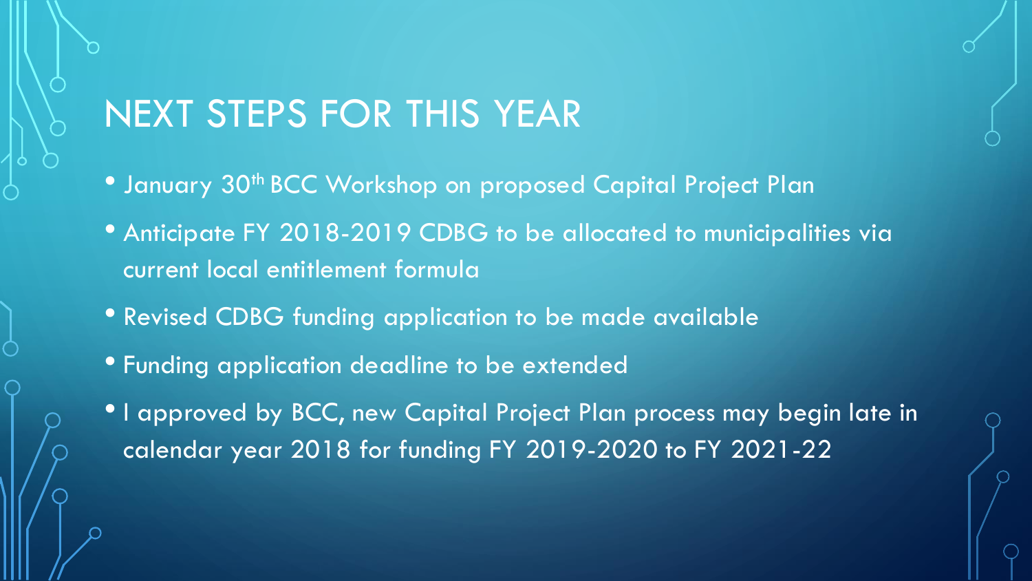# NEXT STEPS FOR THIS YEAR

- January 30th BCC Workshop on proposed Capital Project Plan
- Anticipate FY 2018-2019 CDBG to be allocated to municipalities via current local entitlement formula
- Revised CDBG funding application to be made available
- Funding application deadline to be extended
- I approved by BCC, new Capital Project Plan process may begin late in calendar year 2018 for funding FY 2019-2020 to FY 2021-22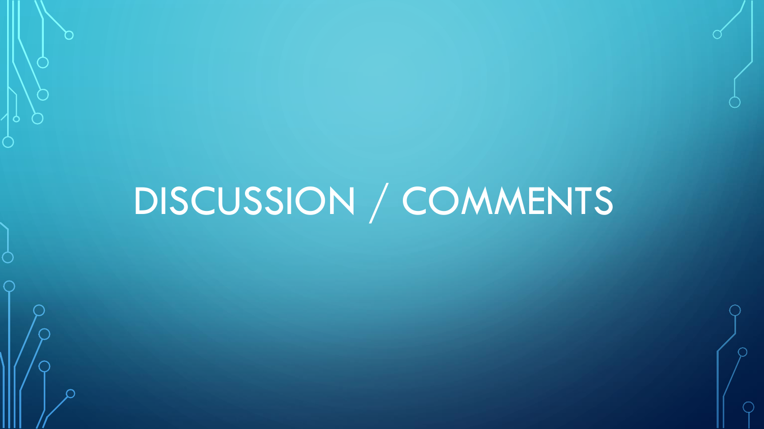# DISCUSSION / COMMENTS